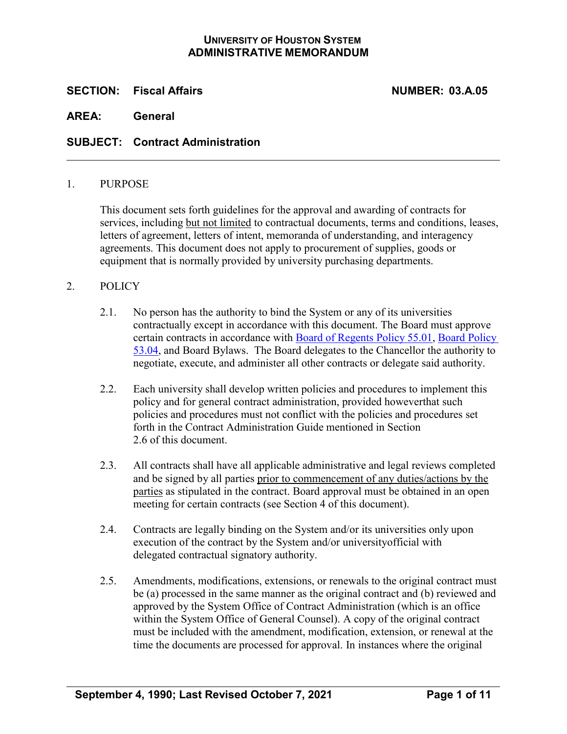**UNIVERSITY OF HOUSTON SYSTEM**
**ADMINISTRATIVE MEMORANDUM**

**SECTION: Fiscal Affairs** **NUMBER: 03.A.05**

**AREA: General**

**SUBJECT: Contract Administration**

---

1. PURPOSE

   This document sets forth guidelines for the approval and awarding of contracts for services, including but not limited to contractual documents, terms and conditions, leases, letters of agreement, letters of intent, memoranda of understanding, and interagency agreements. This document does not apply to procurement of supplies, goods or equipment that is normally provided by university purchasing departments.

2. POLICY

   2.1. No person has the authority to bind the System or any of its universities contractually except in accordance with this document. The Board must approve certain contracts in accordance with [Board of Regents Policy 55.01](), [Board Policy 53.04](), and Board Bylaws. The Board delegates to the Chancellor the authority to negotiate, execute, and administer all other contracts or delegate said authority.

   2.2. Each university shall develop written policies and procedures to implement this policy and for general contract administration, provided howeverthat such policies and procedures must not conflict with the policies and procedures set forth in the Contract Administration Guide mentioned in Section 2.6 of this document.

   2.3. All contracts shall have all applicable administrative and legal reviews completed and be signed by all parties prior to commencement of any duties/actions by the parties as stipulated in the contract. Board approval must be obtained in an open meeting for certain contracts (see Section 4 of this document).

   2.4. Contracts are legally binding on the System and/or its universities only upon execution of the contract by the System and/or universityofficial with delegated contractual signatory authority.

   2.5. Amendments, modifications, extensions, or renewals to the original contract must be (a) processed in the same manner as the original contract and (b) reviewed and approved by the System Office of Contract Administration (which is an office within the System Office of General Counsel). A copy of the original contract must be included with the amendment, modification, extension, or renewal at the time the documents are processed for approval. In instances where the original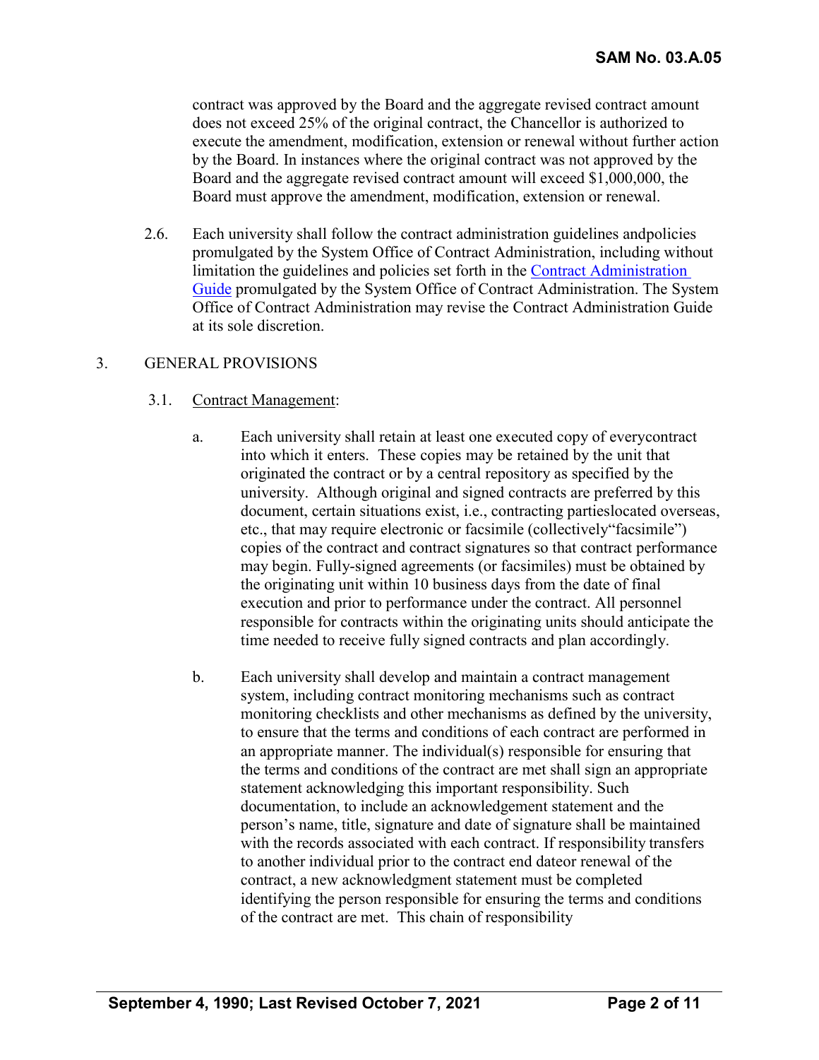contract was approved by the Board and the aggregate revised contract amount does not exceed 25% of the original contract, the Chancellor is authorized to execute the amendment, modification, extension or renewal without further action by the Board. In instances where the original contract was not approved by the Board and the aggregate revised contract amount will exceed $1,000,000, the Board must approve the amendment, modification, extension or renewal.

2.6. Each university shall follow the contract administration guidelines andpolicies promulgated by the System Office of Contract Administration, including without limitation the guidelines and policies set forth in the [Contract Administration Guide]() promulgated by the System Office of Contract Administration. The System Office of Contract Administration may revise the Contract Administration Guide at its sole discretion.

3. GENERAL PROVISIONS

3.1. Contract Management:

a. Each university shall retain at least one executed copy of everycontract into which it enters. These copies may be retained by the unit that originated the contract or by a central repository as specified by the university. Although original and signed contracts are preferred by this document, certain situations exist, i.e., contracting partieslocated overseas, etc., that may require electronic or facsimile (collectively"facsimile") copies of the contract and contract signatures so that contract performance may begin. Fully-signed agreements (or facsimiles) must be obtained by the originating unit within 10 business days from the date of final execution and prior to performance under the contract. All personnel responsible for contracts within the originating units should anticipate the time needed to receive fully signed contracts and plan accordingly.

b. Each university shall develop and maintain a contract management system, including contract monitoring mechanisms such as contract monitoring checklists and other mechanisms as defined by the university, to ensure that the terms and conditions of each contract are performed in an appropriate manner. The individual(s) responsible for ensuring that the terms and conditions of the contract are met shall sign an appropriate statement acknowledging this important responsibility. Such documentation, to include an acknowledgement statement and the person's name, title, signature and date of signature shall be maintained with the records associated with each contract. If responsibility transfers to another individual prior to the contract end dateor renewal of the contract, a new acknowledgment statement must be completed identifying the person responsible for ensuring the terms and conditions of the contract are met. This chain of responsibility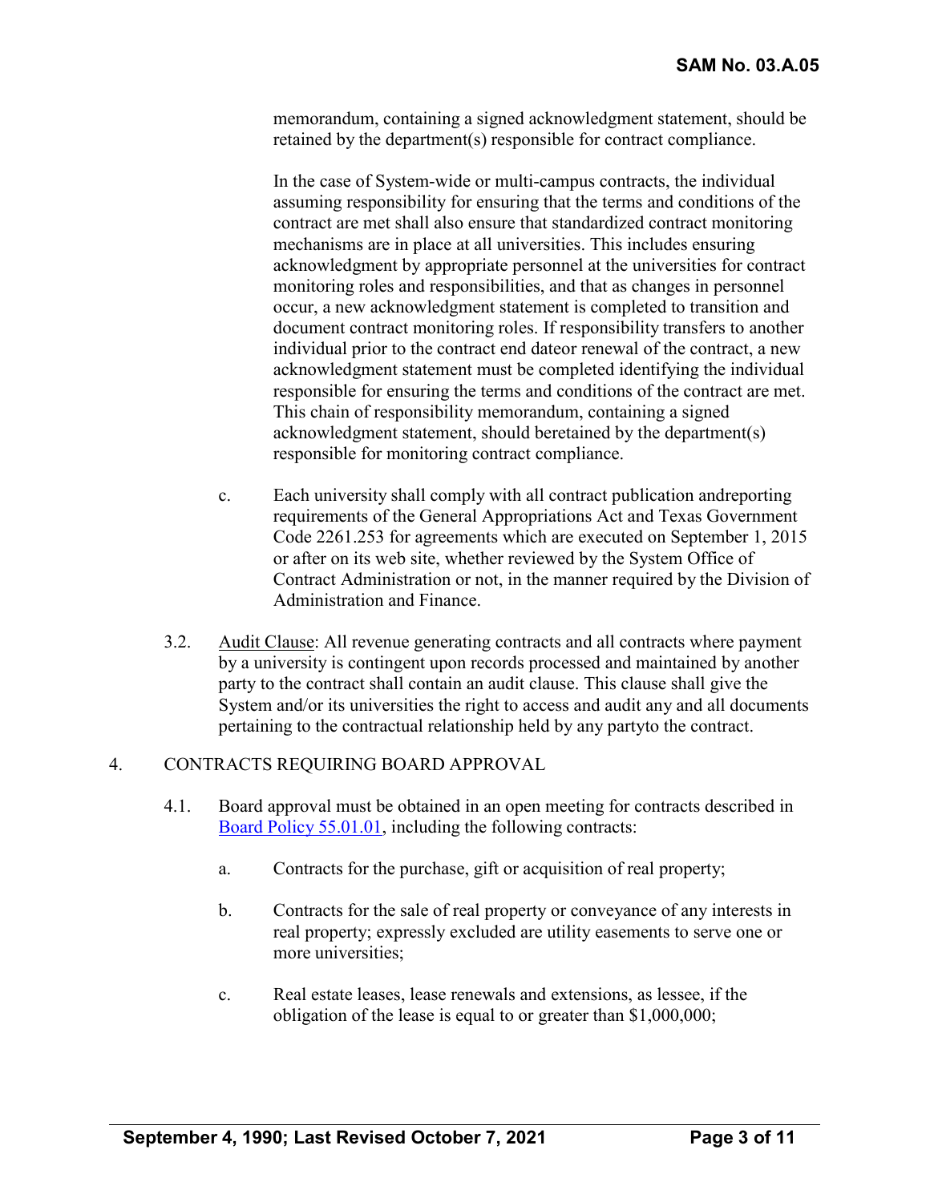memorandum, containing a signed acknowledgment statement, should be retained by the department(s) responsible for contract compliance.

In the case of System-wide or multi-campus contracts, the individual assuming responsibility for ensuring that the terms and conditions of the contract are met shall also ensure that standardized contract monitoring mechanisms are in place at all universities. This includes ensuring acknowledgment by appropriate personnel at the universities for contract monitoring roles and responsibilities, and that as changes in personnel occur, a new acknowledgment statement is completed to transition and document contract monitoring roles. If responsibility transfers to another individual prior to the contract end dateor renewal of the contract, a new acknowledgment statement must be completed identifying the individual responsible for ensuring the terms and conditions of the contract are met. This chain of responsibility memorandum, containing a signed acknowledgment statement, should beretained by the department(s) responsible for monitoring contract compliance.

c. Each university shall comply with all contract publication andreporting requirements of the General Appropriations Act and Texas Government Code 2261.253 for agreements which are executed on September 1, 2015 or after on its web site, whether reviewed by the System Office of Contract Administration or not, in the manner required by the Division of Administration and Finance.

3.2. Audit Clause: All revenue generating contracts and all contracts where payment by a university is contingent upon records processed and maintained by another party to the contract shall contain an audit clause. This clause shall give the System and/or its universities the right to access and audit any and all documents pertaining to the contractual relationship held by any partyto the contract.

4. CONTRACTS REQUIRING BOARD APPROVAL

4.1. Board approval must be obtained in an open meeting for contracts described in Board Policy 55.01.01, including the following contracts:

a. Contracts for the purchase, gift or acquisition of real property;

b. Contracts for the sale of real property or conveyance of any interests in real property; expressly excluded are utility easements to serve one or more universities;

c. Real estate leases, lease renewals and extensions, as lessee, if the obligation of the lease is equal to or greater than $1,000,000;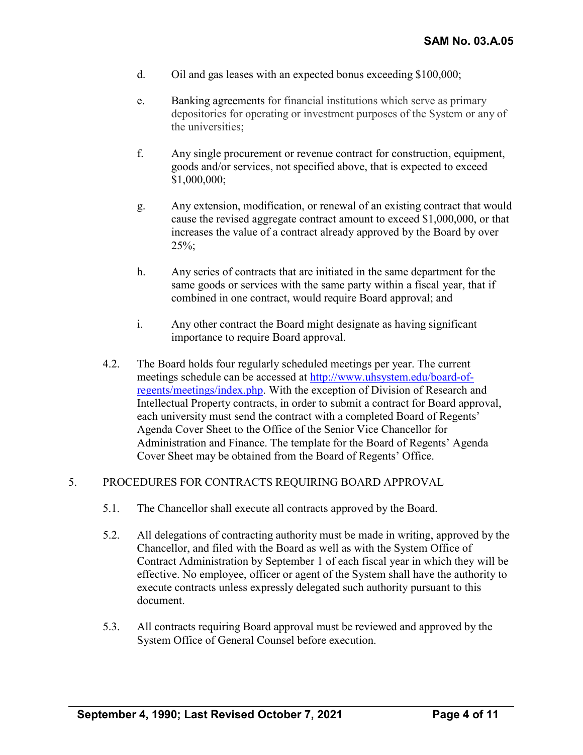d. Oil and gas leases with an expected bonus exceeding $100,000;

e. Banking agreements for financial institutions which serve as primary depositories for operating or investment purposes of the System or any of the universities;

f. Any single procurement or revenue contract for construction, equipment, goods and/or services, not specified above, that is expected to exceed $1,000,000;

g. Any extension, modification, or renewal of an existing contract that would cause the revised aggregate contract amount to exceed $1,000,000, or that increases the value of a contract already approved by the Board by over 25%;

h. Any series of contracts that are initiated in the same department for the same goods or services with the same party within a fiscal year, that if combined in one contract, would require Board approval; and

i. Any other contract the Board might designate as having significant importance to require Board approval.

4.2. The Board holds four regularly scheduled meetings per year. The current meetings schedule can be accessed at [http://www.uhsystem.edu/board-of-regents/meetings/index.php](http://www.uhsystem.edu/board-of-regents/meetings/index.php). With the exception of Division of Research and Intellectual Property contracts, in order to submit a contract for Board approval, each university must send the contract with a completed Board of Regents' Agenda Cover Sheet to the Office of the Senior Vice Chancellor for Administration and Finance. The template for the Board of Regents' Agenda Cover Sheet may be obtained from the Board of Regents' Office.

## 5. PROCEDURES FOR CONTRACTS REQUIRING BOARD APPROVAL

5.1. The Chancellor shall execute all contracts approved by the Board.

5.2. All delegations of contracting authority must be made in writing, approved by the Chancellor, and filed with the Board as well as with the System Office of Contract Administration by September 1 of each fiscal year in which they will be effective. No employee, officer or agent of the System shall have the authority to execute contracts unless expressly delegated such authority pursuant to this document.

5.3. All contracts requiring Board approval must be reviewed and approved by the System Office of General Counsel before execution.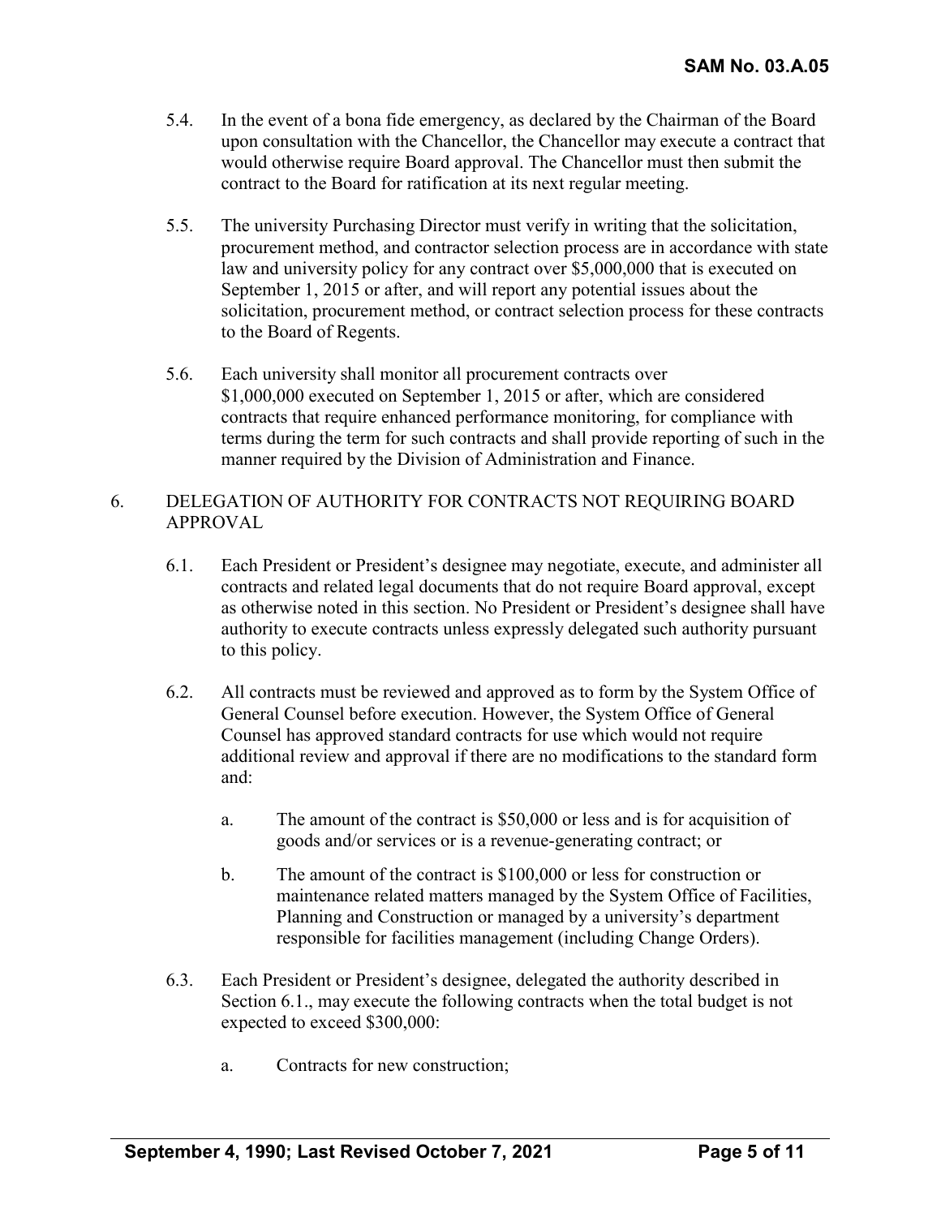5.4. In the event of a bona fide emergency, as declared by the Chairman of the Board upon consultation with the Chancellor, the Chancellor may execute a contract that would otherwise require Board approval. The Chancellor must then submit the contract to the Board for ratification at its next regular meeting.

5.5. The university Purchasing Director must verify in writing that the solicitation, procurement method, and contractor selection process are in accordance with state law and university policy for any contract over $5,000,000 that is executed on September 1, 2015 or after, and will report any potential issues about the solicitation, procurement method, or contract selection process for these contracts to the Board of Regents.

5.6. Each university shall monitor all procurement contracts over $1,000,000 executed on September 1, 2015 or after, which are considered contracts that require enhanced performance monitoring, for compliance with terms during the term for such contracts and shall provide reporting of such in the manner required by the Division of Administration and Finance.

## 6. DELEGATION OF AUTHORITY FOR CONTRACTS NOT REQUIRING BOARD APPROVAL

6.1. Each President or President's designee may negotiate, execute, and administer all contracts and related legal documents that do not require Board approval, except as otherwise noted in this section. No President or President's designee shall have authority to execute contracts unless expressly delegated such authority pursuant to this policy.

6.2. All contracts must be reviewed and approved as to form by the System Office of General Counsel before execution. However, the System Office of General Counsel has approved standard contracts for use which would not require additional review and approval if there are no modifications to the standard form and:

a. The amount of the contract is $50,000 or less and is for acquisition of goods and/or services or is a revenue-generating contract; or

b. The amount of the contract is $100,000 or less for construction or maintenance related matters managed by the System Office of Facilities, Planning and Construction or managed by a university's department responsible for facilities management (including Change Orders).

6.3. Each President or President's designee, delegated the authority described in Section 6.1., may execute the following contracts when the total budget is not expected to exceed $300,000:

a. Contracts for new construction;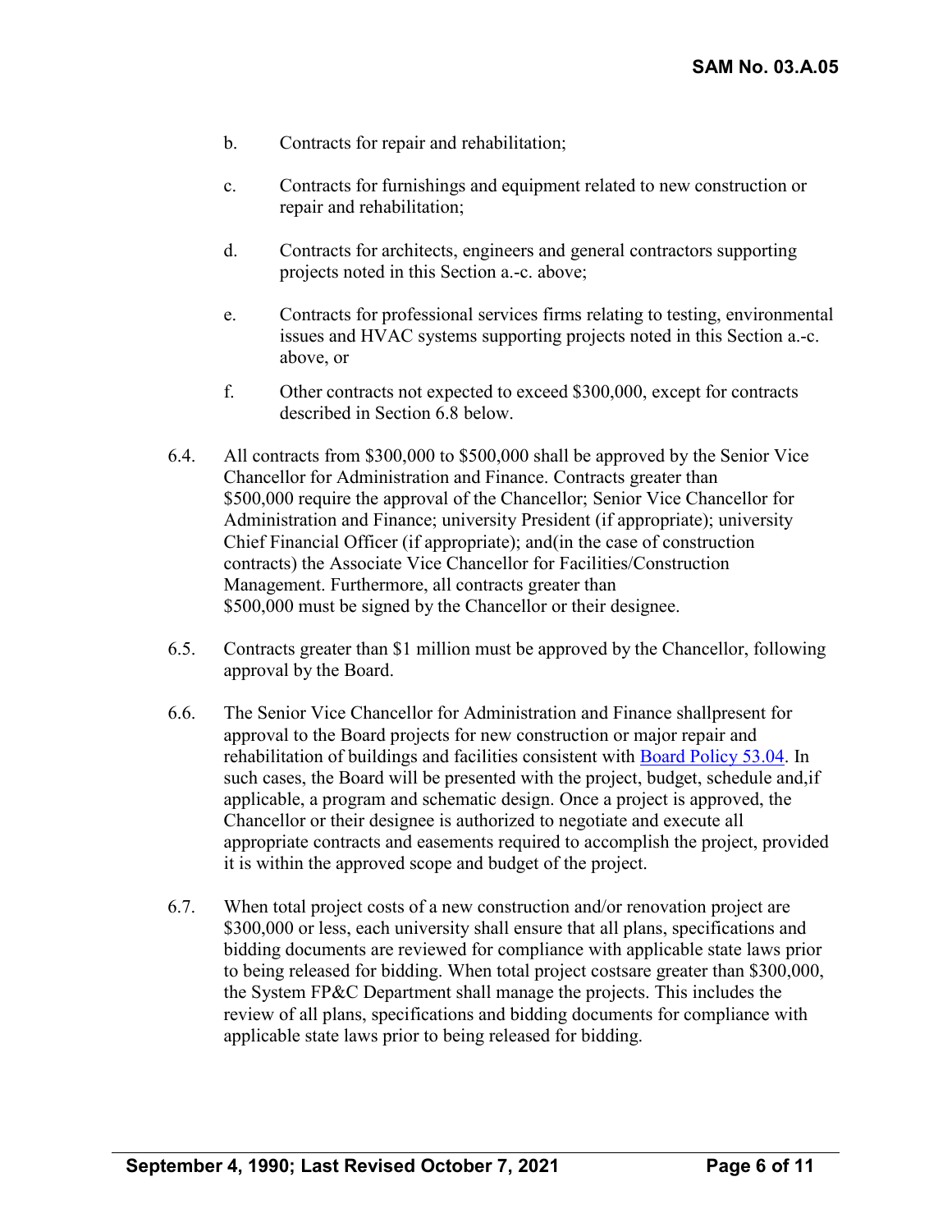b. Contracts for repair and rehabilitation;

c. Contracts for furnishings and equipment related to new construction or repair and rehabilitation;

d. Contracts for architects, engineers and general contractors supporting projects noted in this Section a.-c. above;

e. Contracts for professional services firms relating to testing, environmental issues and HVAC systems supporting projects noted in this Section a.-c. above, or

f. Other contracts not expected to exceed $300,000, except for contracts described in Section 6.8 below.

6.4. All contracts from $300,000 to $500,000 shall be approved by the Senior Vice Chancellor for Administration and Finance. Contracts greater than $500,000 require the approval of the Chancellor; Senior Vice Chancellor for Administration and Finance; university President (if appropriate); university Chief Financial Officer (if appropriate); and(in the case of construction contracts) the Associate Vice Chancellor for Facilities/Construction Management. Furthermore, all contracts greater than $500,000 must be signed by the Chancellor or their designee.

6.5. Contracts greater than $1 million must be approved by the Chancellor, following approval by the Board.

6.6. The Senior Vice Chancellor for Administration and Finance shallpresent for approval to the Board projects for new construction or major repair and rehabilitation of buildings and facilities consistent with [Board Policy 53.04](). In such cases, the Board will be presented with the project, budget, schedule and,if applicable, a program and schematic design. Once a project is approved, the Chancellor or their designee is authorized to negotiate and execute all appropriate contracts and easements required to accomplish the project, provided it is within the approved scope and budget of the project.

6.7. When total project costs of a new construction and/or renovation project are $300,000 or less, each university shall ensure that all plans, specifications and bidding documents are reviewed for compliance with applicable state laws prior to being released for bidding. When total project costsare greater than $300,000, the System FP&C Department shall manage the projects. This includes the review of all plans, specifications and bidding documents for compliance with applicable state laws prior to being released for bidding.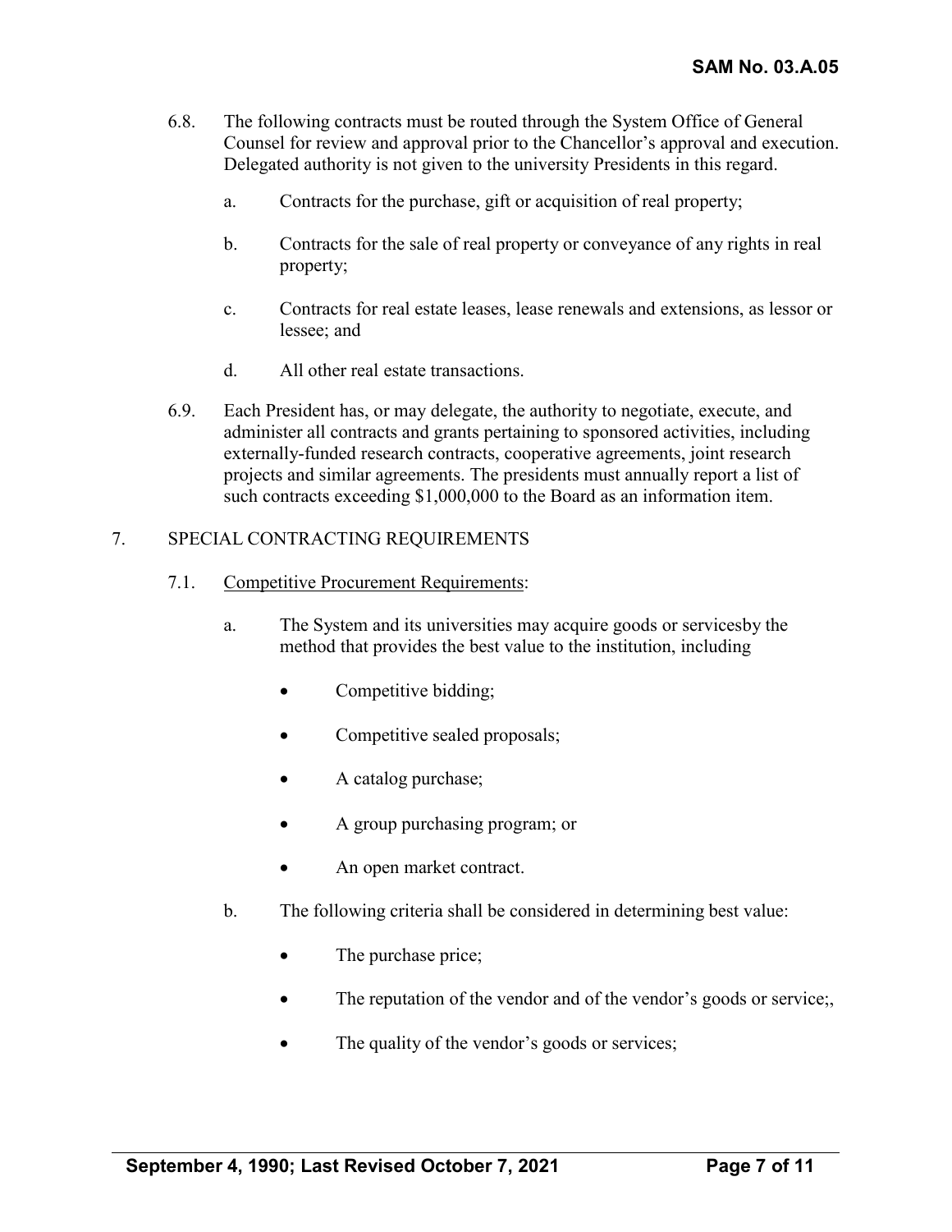6.8. The following contracts must be routed through the System Office of General Counsel for review and approval prior to the Chancellor's approval and execution. Delegated authority is not given to the university Presidents in this regard.

   a. Contracts for the purchase, gift or acquisition of real property;

   b. Contracts for the sale of real property or conveyance of any rights in real property;

   c. Contracts for real estate leases, lease renewals and extensions, as lessor or lessee; and

   d. All other real estate transactions.

6.9. Each President has, or may delegate, the authority to negotiate, execute, and administer all contracts and grants pertaining to sponsored activities, including externally-funded research contracts, cooperative agreements, joint research projects and similar agreements. The presidents must annually report a list of such contracts exceeding $1,000,000 to the Board as an information item.

## 7. SPECIAL CONTRACTING REQUIREMENTS

7.1. Competitive Procurement Requirements:

   a. The System and its universities may acquire goods or servicesby the method that provides the best value to the institution, including

   - Competitive bidding;
   - Competitive sealed proposals;
   - A catalog purchase;
   - A group purchasing program; or
   - An open market contract.

   b. The following criteria shall be considered in determining best value:

   - The purchase price;
   - The reputation of the vendor and of the vendor's goods or service;,
   - The quality of the vendor's goods or services;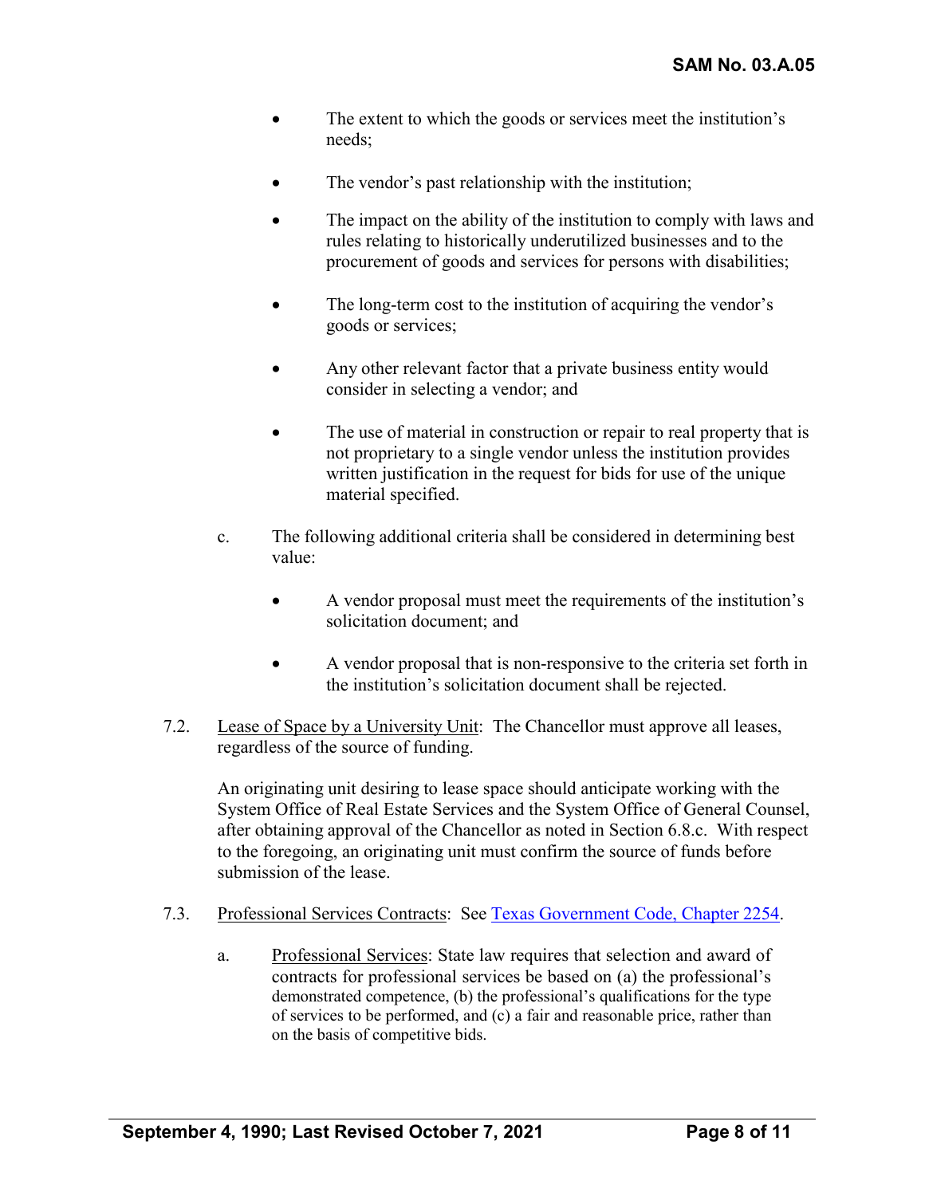- The extent to which the goods or services meet the institution's needs;
- The vendor's past relationship with the institution;
- The impact on the ability of the institution to comply with laws and rules relating to historically underutilized businesses and to the procurement of goods and services for persons with disabilities;
- The long-term cost to the institution of acquiring the vendor's goods or services;
- Any other relevant factor that a private business entity would consider in selecting a vendor; and
- The use of material in construction or repair to real property that is not proprietary to a single vendor unless the institution provides written justification in the request for bids for use of the unique material specified.

c. The following additional criteria shall be considered in determining best value:

- A vendor proposal must meet the requirements of the institution's solicitation document; and
- A vendor proposal that is non-responsive to the criteria set forth in the institution's solicitation document shall be rejected.

7.2. Lease of Space by a University Unit: The Chancellor must approve all leases, regardless of the source of funding.

An originating unit desiring to lease space should anticipate working with the System Office of Real Estate Services and the System Office of General Counsel, after obtaining approval of the Chancellor as noted in Section 6.8.c. With respect to the foregoing, an originating unit must confirm the source of funds before submission of the lease.

7.3. Professional Services Contracts: See [Texas Government Code, Chapter 2254](Texas Government Code, Chapter 2254).

a. Professional Services: State law requires that selection and award of contracts for professional services be based on (a) the professional's demonstrated competence, (b) the professional's qualifications for the type of services to be performed, and (c) a fair and reasonable price, rather than on the basis of competitive bids.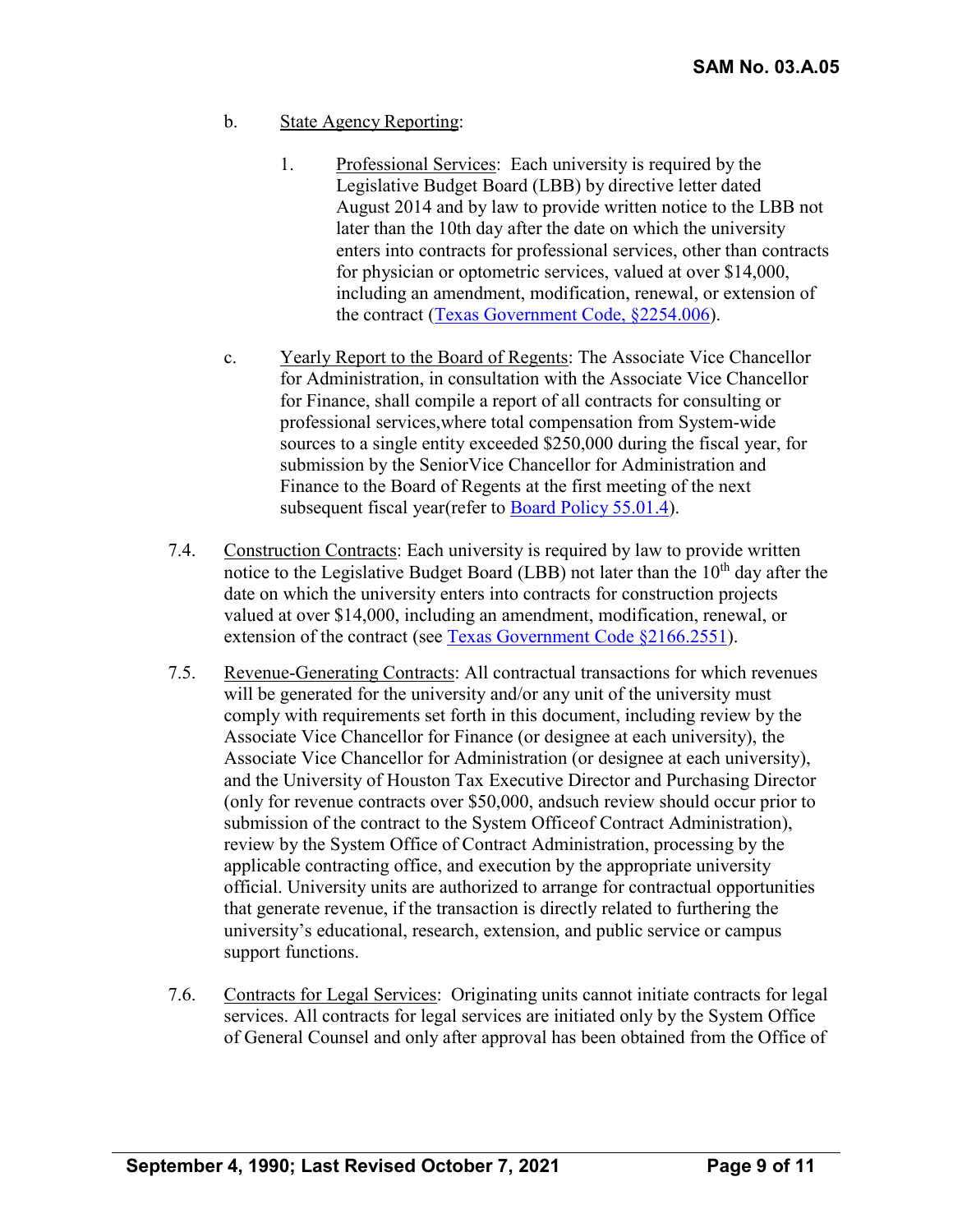b. State Agency Reporting:

1. Professional Services: Each university is required by the Legislative Budget Board (LBB) by directive letter dated August 2014 and by law to provide written notice to the LBB not later than the 10th day after the date on which the university enters into contracts for professional services, other than contracts for physician or optometric services, valued at over $14,000, including an amendment, modification, renewal, or extension of the contract ([Texas Government Code, §2254.006]).

c. Yearly Report to the Board of Regents: The Associate Vice Chancellor for Administration, in consultation with the Associate Vice Chancellor for Finance, shall compile a report of all contracts for consulting or professional services,where total compensation from System-wide sources to a single entity exceeded $250,000 during the fiscal year, for submission by the SeniorVice Chancellor for Administration and Finance to the Board of Regents at the first meeting of the next subsequent fiscal year(refer to [Board Policy 55.01.4]).

7.4. Construction Contracts: Each university is required by law to provide written notice to the Legislative Budget Board (LBB) not later than the 10th day after the date on which the university enters into contracts for construction projects valued at over $14,000, including an amendment, modification, renewal, or extension of the contract (see [Texas Government Code §2166.2551]).

7.5. Revenue-Generating Contracts: All contractual transactions for which revenues will be generated for the university and/or any unit of the university must comply with requirements set forth in this document, including review by the Associate Vice Chancellor for Finance (or designee at each university), the Associate Vice Chancellor for Administration (or designee at each university), and the University of Houston Tax Executive Director and Purchasing Director (only for revenue contracts over $50,000, andsuch review should occur prior to submission of the contract to the System Officeof Contract Administration), review by the System Office of Contract Administration, processing by the applicable contracting office, and execution by the appropriate university official. University units are authorized to arrange for contractual opportunities that generate revenue, if the transaction is directly related to furthering the university's educational, research, extension, and public service or campus support functions.

7.6. Contracts for Legal Services: Originating units cannot initiate contracts for legal services. All contracts for legal services are initiated only by the System Office of General Counsel and only after approval has been obtained from the Office of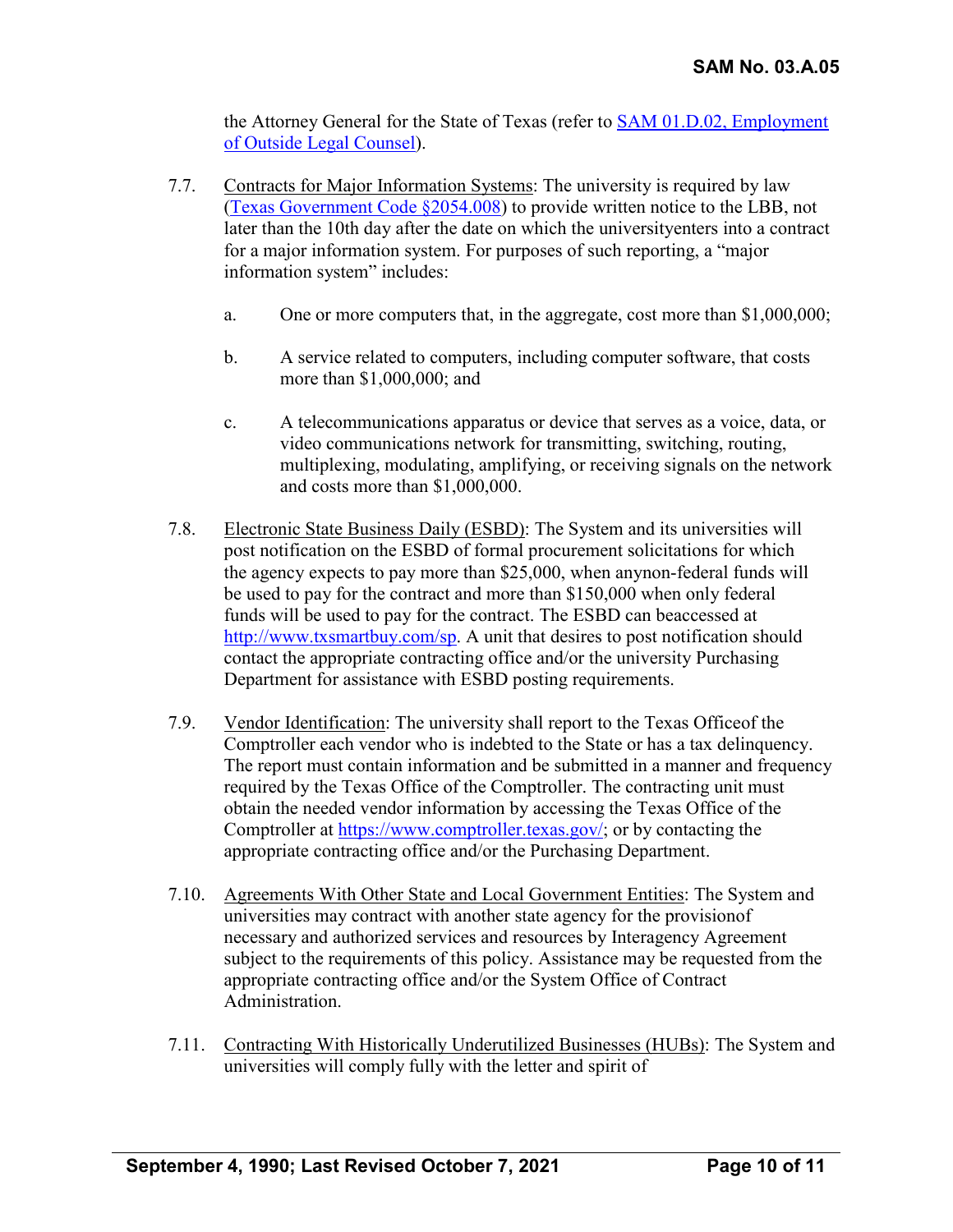the Attorney General for the State of Texas (refer to [SAM 01.D.02, Employment of Outside Legal Counsel](#)).

7.7. Contracts for Major Information Systems: The university is required by law ([Texas Government Code §2054.008](#)) to provide written notice to the LBB, not later than the 10th day after the date on which the universityenters into a contract for a major information system. For purposes of such reporting, a "major information system" includes:

   a. One or more computers that, in the aggregate, cost more than $1,000,000;

   b. A service related to computers, including computer software, that costs more than $1,000,000; and

   c. A telecommunications apparatus or device that serves as a voice, data, or video communications network for transmitting, switching, routing, multiplexing, modulating, amplifying, or receiving signals on the network and costs more than $1,000,000.

7.8. Electronic State Business Daily (ESBD): The System and its universities will post notification on the ESBD of formal procurement solicitations for which the agency expects to pay more than $25,000, when anynon-federal funds will be used to pay for the contract and more than $150,000 when only federal funds will be used to pay for the contract. The ESBD can beaccessed at http://www.txsmartbuy.com/sp. A unit that desires to post notification should contact the appropriate contracting office and/or the university Purchasing Department for assistance with ESBD posting requirements.

7.9. Vendor Identification: The university shall report to the Texas Officeof the Comptroller each vendor who is indebted to the State or has a tax delinquency. The report must contain information and be submitted in a manner and frequency required by the Texas Office of the Comptroller. The contracting unit must obtain the needed vendor information by accessing the Texas Office of the Comptroller at https://www.comptroller.texas.gov/; or by contacting the appropriate contracting office and/or the Purchasing Department.

7.10. Agreements With Other State and Local Government Entities: The System and universities may contract with another state agency for the provisionof necessary and authorized services and resources by Interagency Agreement subject to the requirements of this policy. Assistance may be requested from the appropriate contracting office and/or the System Office of Contract Administration.

7.11. Contracting With Historically Underutilized Businesses (HUBs): The System and universities will comply fully with the letter and spirit of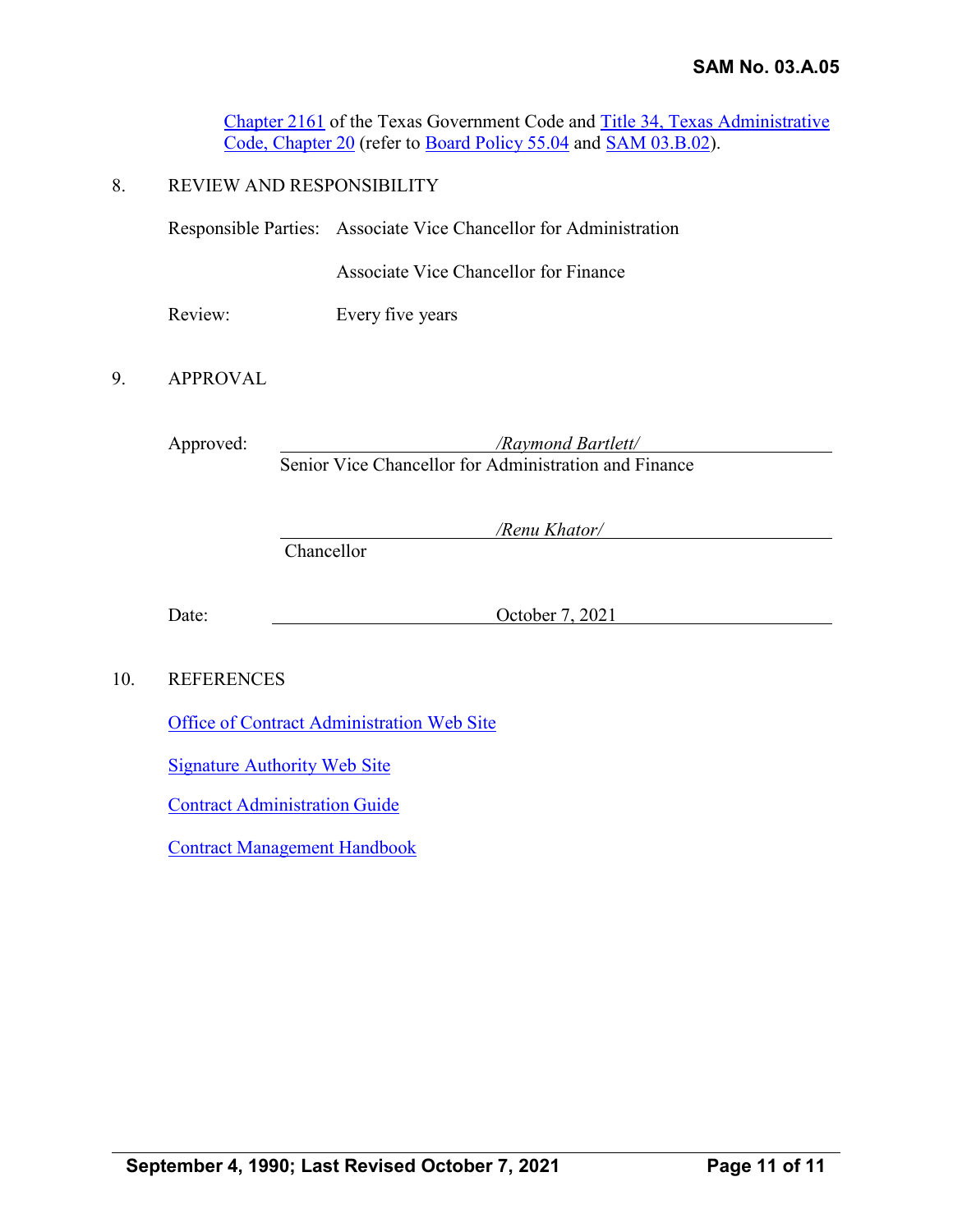Chapter 2161 of the Texas Government Code and Title 34, Texas Administrative Code, Chapter 20 (refer to Board Policy 55.04 and SAM 03.B.02).

## 8. REVIEW AND RESPONSIBILITY

Responsible Parties: Associate Vice Chancellor for Administration

Associate Vice Chancellor for Finance

Review: Every five years

## 9. APPROVAL

Approved: */Raymond Bartlett/*
Senior Vice Chancellor for Administration and Finance

*/Renu Khator/*
Chancellor

Date: October 7, 2021

## 10. REFERENCES

Office of Contract Administration Web Site

Signature Authority Web Site

Contract Administration Guide

Contract Management Handbook